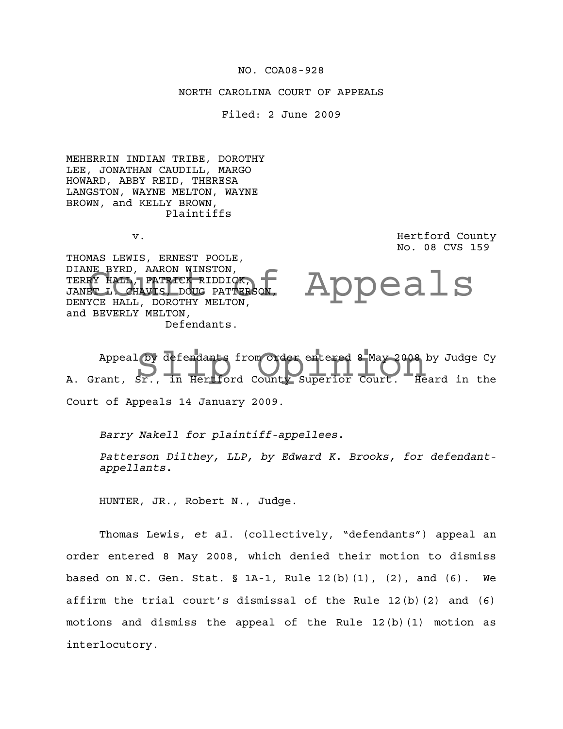NO. COA08-928

NORTH CAROLINA COURT OF APPEALS

Filed: 2 June 2009

MEHERRIN INDIAN TRIBE, DOROTHY LEE, JONATHAN CAUDILL, MARGO HOWARD, ABBY REID, THERESA LANGSTON, WAYNE MELTON, WAYNE BROWN, and KELLY BROWN,
Plaintiffs

v.

Hertford County
No. 08 CVS 159

THOMAS LEWIS, ERNEST POOLE, DIANE BYRD, AARON WINSTON, TERRY HALL, PATRICK RIDDICK, JANET L. CHAVIS, DOUG PATTERSON, DENYCE HALL, DOROTHY MELTON, and BEVERLY MELTON,
Defendants.

Appeal by defendants from order entered 8 May 2008 by Judge Cy A. Grant, Sr., in Hertford County Superior Court. Heard in the Court of Appeals 14 January 2009.

*Barry Nakell for plaintiff-appellees.*

*Patterson Dilthey, LLP, by Edward K. Brooks, for defendant-appellants.*

HUNTER, JR., Robert N., Judge.

Thomas Lewis, *et al.* (collectively, "defendants") appeal an order entered 8 May 2008, which denied their motion to dismiss based on N.C. Gen. Stat. § 1A-1, Rule 12(b)(1), (2), and (6). We affirm the trial court's dismissal of the Rule 12(b)(2) and (6) motions and dismiss the appeal of the Rule 12(b)(1) motion as interlocutory.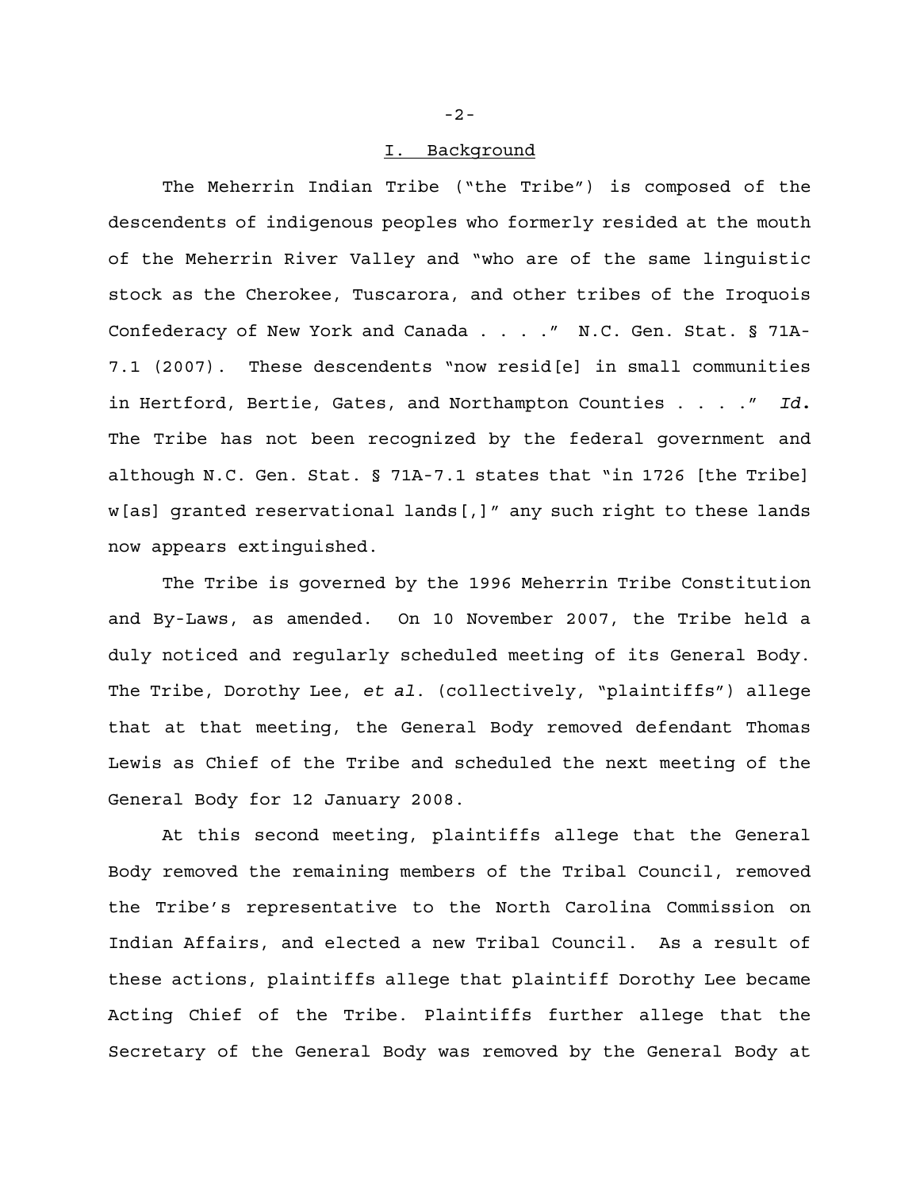## I. Background

The Meherrin Indian Tribe ("the Tribe") is composed of the descendents of indigenous peoples who formerly resided at the mouth of the Meherrin River Valley and "who are of the same linguistic stock as the Cherokee, Tuscarora, and other tribes of the Iroquois Confederacy of New York and Canada . . . ." N.C. Gen. Stat. § 71A-7.1 (2007). These descendents "now resid[e] in small communities in Hertford, Bertie, Gates, and Northampton Counties . . . ." *Id.* The Tribe has not been recognized by the federal government and although N.C. Gen. Stat. § 71A-7.1 states that "in 1726 [the Tribe] w[as] granted reservational lands[,]" any such right to these lands now appears extinguished.

The Tribe is governed by the 1996 Meherrin Tribe Constitution and By-Laws, as amended. On 10 November 2007, the Tribe held a duly noticed and regularly scheduled meeting of its General Body. The Tribe, Dorothy Lee, *et al.* (collectively, "plaintiffs") allege that at that meeting, the General Body removed defendant Thomas Lewis as Chief of the Tribe and scheduled the next meeting of the General Body for 12 January 2008.

At this second meeting, plaintiffs allege that the General Body removed the remaining members of the Tribal Council, removed the Tribe's representative to the North Carolina Commission on Indian Affairs, and elected a new Tribal Council. As a result of these actions, plaintiffs allege that plaintiff Dorothy Lee became Acting Chief of the Tribe. Plaintiffs further allege that the Secretary of the General Body was removed by the General Body at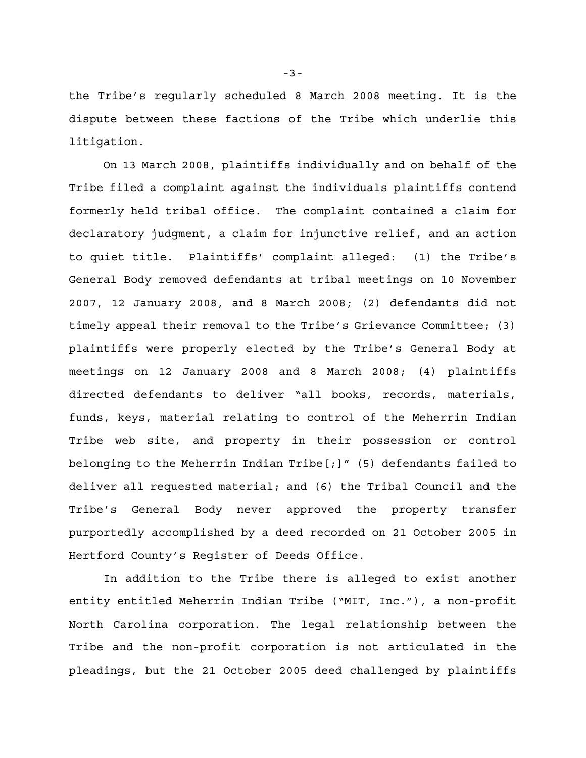the Tribe's regularly scheduled 8 March 2008 meeting. It is the dispute between these factions of the Tribe which underlie this litigation.

On 13 March 2008, plaintiffs individually and on behalf of the Tribe filed a complaint against the individuals plaintiffs contend formerly held tribal office. The complaint contained a claim for declaratory judgment, a claim for injunctive relief, and an action to quiet title. Plaintiffs' complaint alleged: (1) the Tribe's General Body removed defendants at tribal meetings on 10 November 2007, 12 January 2008, and 8 March 2008; (2) defendants did not timely appeal their removal to the Tribe's Grievance Committee; (3) plaintiffs were properly elected by the Tribe's General Body at meetings on 12 January 2008 and 8 March 2008; (4) plaintiffs directed defendants to deliver "all books, records, materials, funds, keys, material relating to control of the Meherrin Indian Tribe web site, and property in their possession or control belonging to the Meherrin Indian Tribe[;]" (5) defendants failed to deliver all requested material; and (6) the Tribal Council and the Tribe's General Body never approved the property transfer purportedly accomplished by a deed recorded on 21 October 2005 in Hertford County's Register of Deeds Office.

In addition to the Tribe there is alleged to exist another entity entitled Meherrin Indian Tribe ("MIT, Inc."), a non-profit North Carolina corporation. The legal relationship between the Tribe and the non-profit corporation is not articulated in the pleadings, but the 21 October 2005 deed challenged by plaintiffs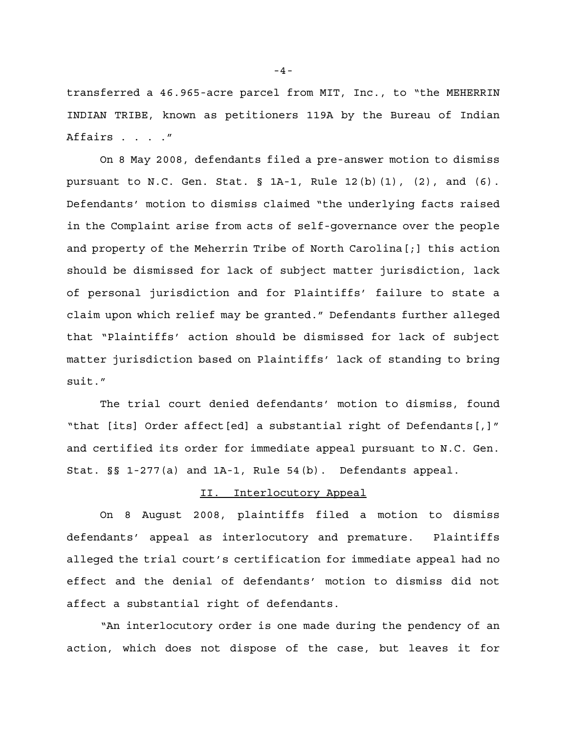transferred a 46.965-acre parcel from MIT, Inc., to "the MEHERRIN INDIAN TRIBE, known as petitioners 119A by the Bureau of Indian Affairs . . . ."

On 8 May 2008, defendants filed a pre-answer motion to dismiss pursuant to N.C. Gen. Stat. § 1A-1, Rule 12(b)(1), (2), and (6). Defendants' motion to dismiss claimed "the underlying facts raised in the Complaint arise from acts of self-governance over the people and property of the Meherrin Tribe of North Carolina[;] this action should be dismissed for lack of subject matter jurisdiction, lack of personal jurisdiction and for Plaintiffs' failure to state a claim upon which relief may be granted." Defendants further alleged that "Plaintiffs' action should be dismissed for lack of subject matter jurisdiction based on Plaintiffs' lack of standing to bring suit."

The trial court denied defendants' motion to dismiss, found "that [its] Order affect[ed] a substantial right of Defendants[,]" and certified its order for immediate appeal pursuant to N.C. Gen. Stat. §§ 1-277(a) and 1A-1, Rule 54(b). Defendants appeal.

## II. Interlocutory Appeal

On 8 August 2008, plaintiffs filed a motion to dismiss defendants' appeal as interlocutory and premature. Plaintiffs alleged the trial court's certification for immediate appeal had no effect and the denial of defendants' motion to dismiss did not affect a substantial right of defendants.

"An interlocutory order is one made during the pendency of an action, which does not dispose of the case, but leaves it for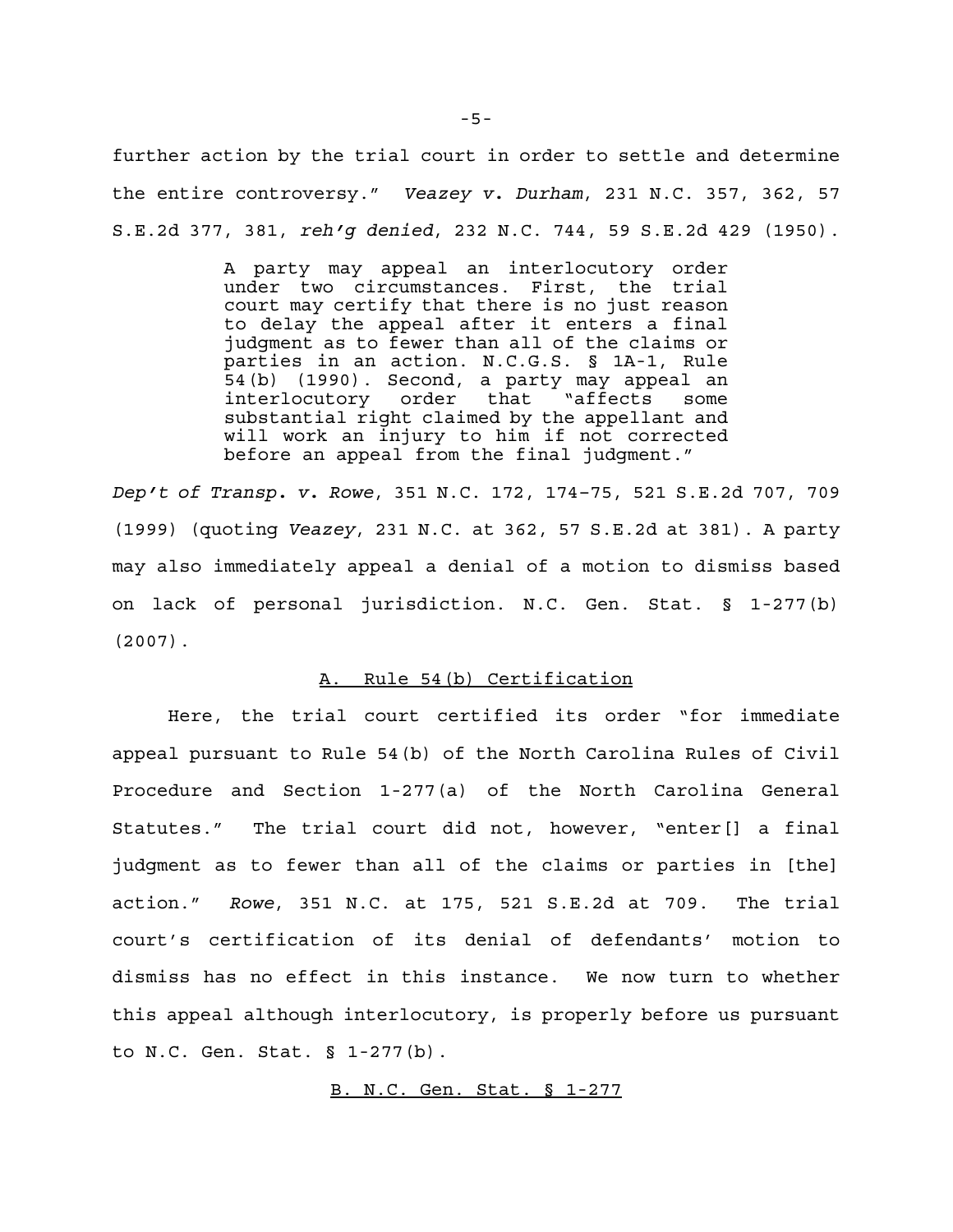further action by the trial court in order to settle and determine the entire controversy." *Veazey v. Durham*, 231 N.C. 357, 362, 57 S.E.2d 377, 381, *reh'g denied*, 232 N.C. 744, 59 S.E.2d 429 (1950).

> A party may appeal an interlocutory order under two circumstances. First, the trial court may certify that there is no just reason to delay the appeal after it enters a final judgment as to fewer than all of the claims or parties in an action. N.C.G.S. § 1A-1, Rule 54(b) (1990). Second, a party may appeal an interlocutory order that "affects some substantial right claimed by the appellant and will work an injury to him if not corrected before an appeal from the final judgment."

*Dep't of Transp. v. Rowe*, 351 N.C. 172, 174–75, 521 S.E.2d 707, 709 (1999) (quoting *Veazey*, 231 N.C. at 362, 57 S.E.2d at 381). A party may also immediately appeal a denial of a motion to dismiss based on lack of personal jurisdiction. N.C. Gen. Stat. § 1-277(b) (2007).

## A. Rule 54(b) Certification

Here, the trial court certified its order "for immediate appeal pursuant to Rule 54(b) of the North Carolina Rules of Civil Procedure and Section 1-277(a) of the North Carolina General Statutes." The trial court did not, however, "enter[] a final judgment as to fewer than all of the claims or parties in [the] action." *Rowe*, 351 N.C. at 175, 521 S.E.2d at 709. The trial court's certification of its denial of defendants' motion to dismiss has no effect in this instance. We now turn to whether this appeal although interlocutory, is properly before us pursuant to N.C. Gen. Stat. § 1-277(b).

## B. N.C. Gen. Stat. § 1-277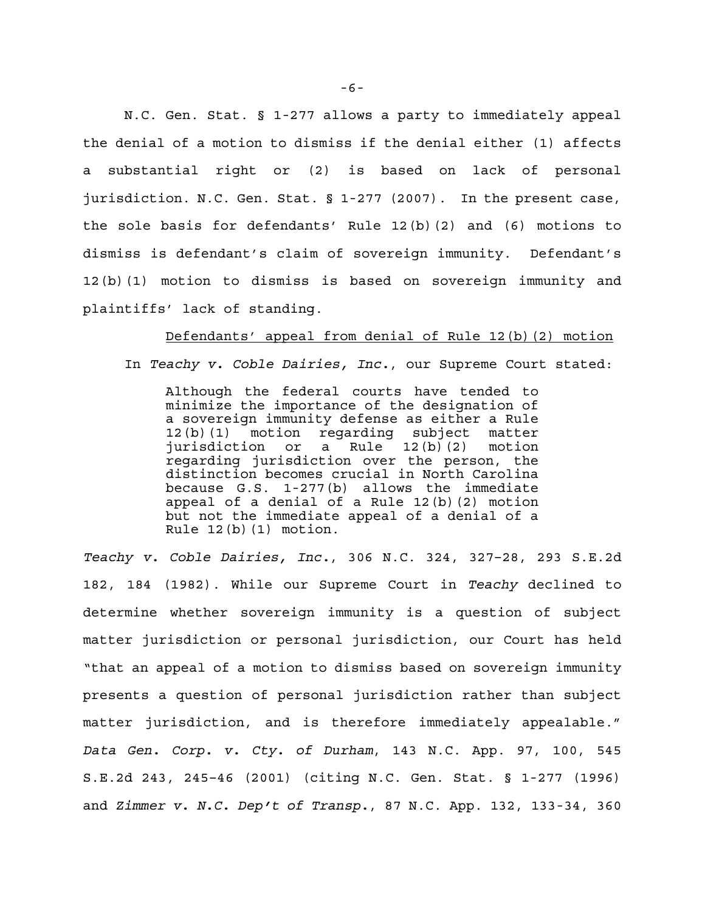N.C. Gen. Stat. § 1-277 allows a party to immediately appeal the denial of a motion to dismiss if the denial either (1) affects a substantial right or (2) is based on lack of personal jurisdiction. N.C. Gen. Stat. § 1-277 (2007). In the present case, the sole basis for defendants' Rule 12(b)(2) and (6) motions to dismiss is defendant's claim of sovereign immunity. Defendant's 12(b)(1) motion to dismiss is based on sovereign immunity and plaintiffs' lack of standing.

<u>Defendants' appeal from denial of Rule 12(b)(2) motion</u>

In *Teachy v. Coble Dairies, Inc.*, our Supreme Court stated:

> Although the federal courts have tended to minimize the importance of the designation of a sovereign immunity defense as either a Rule 12(b)(1) motion regarding subject matter jurisdiction or a Rule 12(b)(2) motion regarding jurisdiction over the person, the distinction becomes crucial in North Carolina because G.S. 1-277(b) allows the immediate appeal of a denial of a Rule 12(b)(2) motion but not the immediate appeal of a denial of a Rule 12(b)(1) motion.

*Teachy v. Coble Dairies, Inc.*, 306 N.C. 324, 327–28, 293 S.E.2d 182, 184 (1982). While our Supreme Court in *Teachy* declined to determine whether sovereign immunity is a question of subject matter jurisdiction or personal jurisdiction, our Court has held "that an appeal of a motion to dismiss based on sovereign immunity presents a question of personal jurisdiction rather than subject matter jurisdiction, and is therefore immediately appealable." *Data Gen. Corp. v. Cty. of Durham*, 143 N.C. App. 97, 100, 545 S.E.2d 243, 245–46 (2001) (citing N.C. Gen. Stat. § 1-277 (1996) and *Zimmer v. N.C. Dep't of Transp.*, 87 N.C. App. 132, 133-34, 360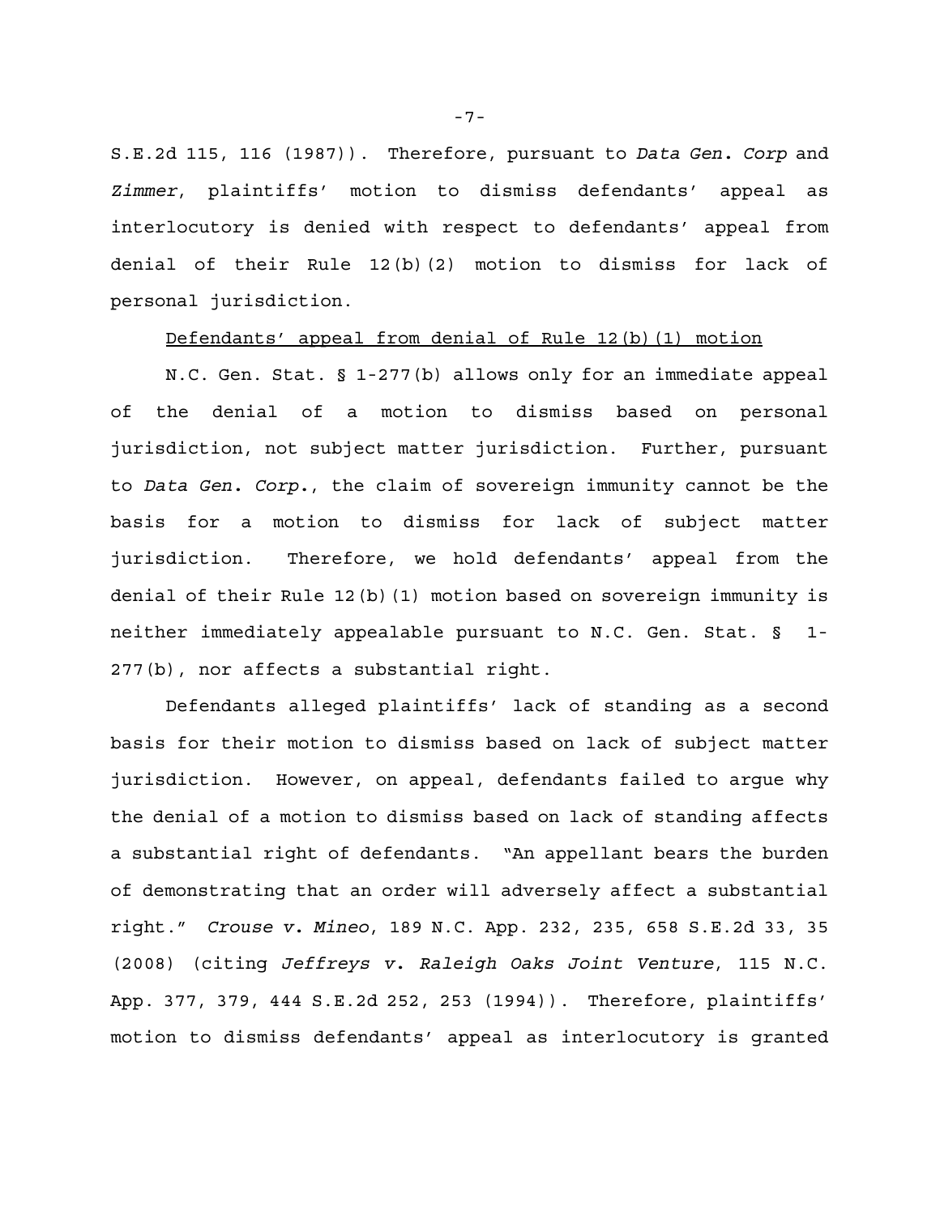S.E.2d 115, 116 (1987)). Therefore, pursuant to *Data Gen. Corp* and *Zimmer*, plaintiffs' motion to dismiss defendants' appeal as interlocutory is denied with respect to defendants' appeal from denial of their Rule 12(b)(2) motion to dismiss for lack of personal jurisdiction.

<u>Defendants' appeal from denial of Rule 12(b)(1) motion</u>

N.C. Gen. Stat. § 1-277(b) allows only for an immediate appeal of the denial of a motion to dismiss based on personal jurisdiction, not subject matter jurisdiction. Further, pursuant to *Data Gen. Corp.*, the claim of sovereign immunity cannot be the basis for a motion to dismiss for lack of subject matter jurisdiction. Therefore, we hold defendants' appeal from the denial of their Rule 12(b)(1) motion based on sovereign immunity is neither immediately appealable pursuant to N.C. Gen. Stat. § 1-277(b), nor affects a substantial right.

Defendants alleged plaintiffs' lack of standing as a second basis for their motion to dismiss based on lack of subject matter jurisdiction. However, on appeal, defendants failed to argue why the denial of a motion to dismiss based on lack of standing affects a substantial right of defendants. "An appellant bears the burden of demonstrating that an order will adversely affect a substantial right." *Crouse v. Mineo*, 189 N.C. App. 232, 235, 658 S.E.2d 33, 35 (2008) (citing *Jeffreys v. Raleigh Oaks Joint Venture*, 115 N.C. App. 377, 379, 444 S.E.2d 252, 253 (1994)). Therefore, plaintiffs' motion to dismiss defendants' appeal as interlocutory is granted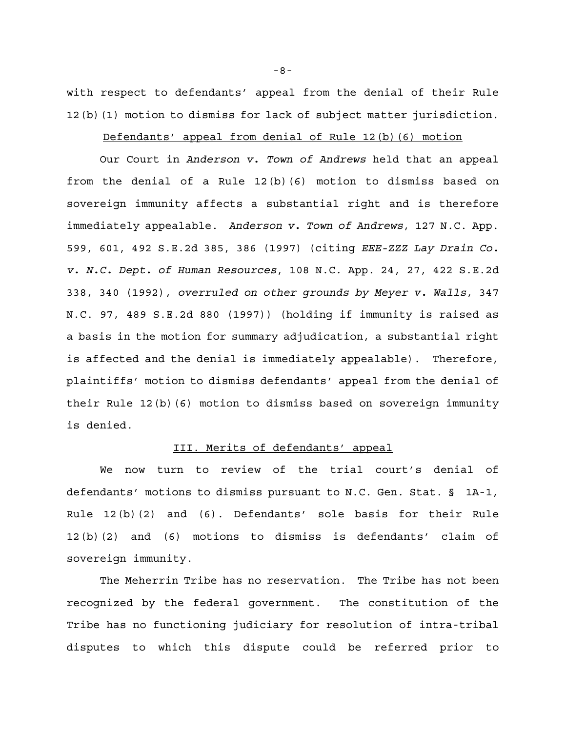with respect to defendants' appeal from the denial of their Rule 12(b)(1) motion to dismiss for lack of subject matter jurisdiction.

Defendants' appeal from denial of Rule 12(b)(6) motion

Our Court in *Anderson v. Town of Andrews* held that an appeal from the denial of a Rule 12(b)(6) motion to dismiss based on sovereign immunity affects a substantial right and is therefore immediately appealable. *Anderson v. Town of Andrews*, 127 N.C. App. 599, 601, 492 S.E.2d 385, 386 (1997) (citing *EEE-ZZZ Lay Drain Co. v. N.C. Dept. of Human Resources*, 108 N.C. App. 24, 27, 422 S.E.2d 338, 340 (1992), *overruled on other grounds by Meyer v. Walls*, 347 N.C. 97, 489 S.E.2d 880 (1997)) (holding if immunity is raised as a basis in the motion for summary adjudication, a substantial right is affected and the denial is immediately appealable). Therefore, plaintiffs' motion to dismiss defendants' appeal from the denial of their Rule 12(b)(6) motion to dismiss based on sovereign immunity is denied.

III. Merits of defendants' appeal

We now turn to review of the trial court's denial of defendants' motions to dismiss pursuant to N.C. Gen. Stat. § 1A-1, Rule 12(b)(2) and (6). Defendants' sole basis for their Rule 12(b)(2) and (6) motions to dismiss is defendants' claim of sovereign immunity.

The Meherrin Tribe has no reservation. The Tribe has not been recognized by the federal government. The constitution of the Tribe has no functioning judiciary for resolution of intra-tribal disputes to which this dispute could be referred prior to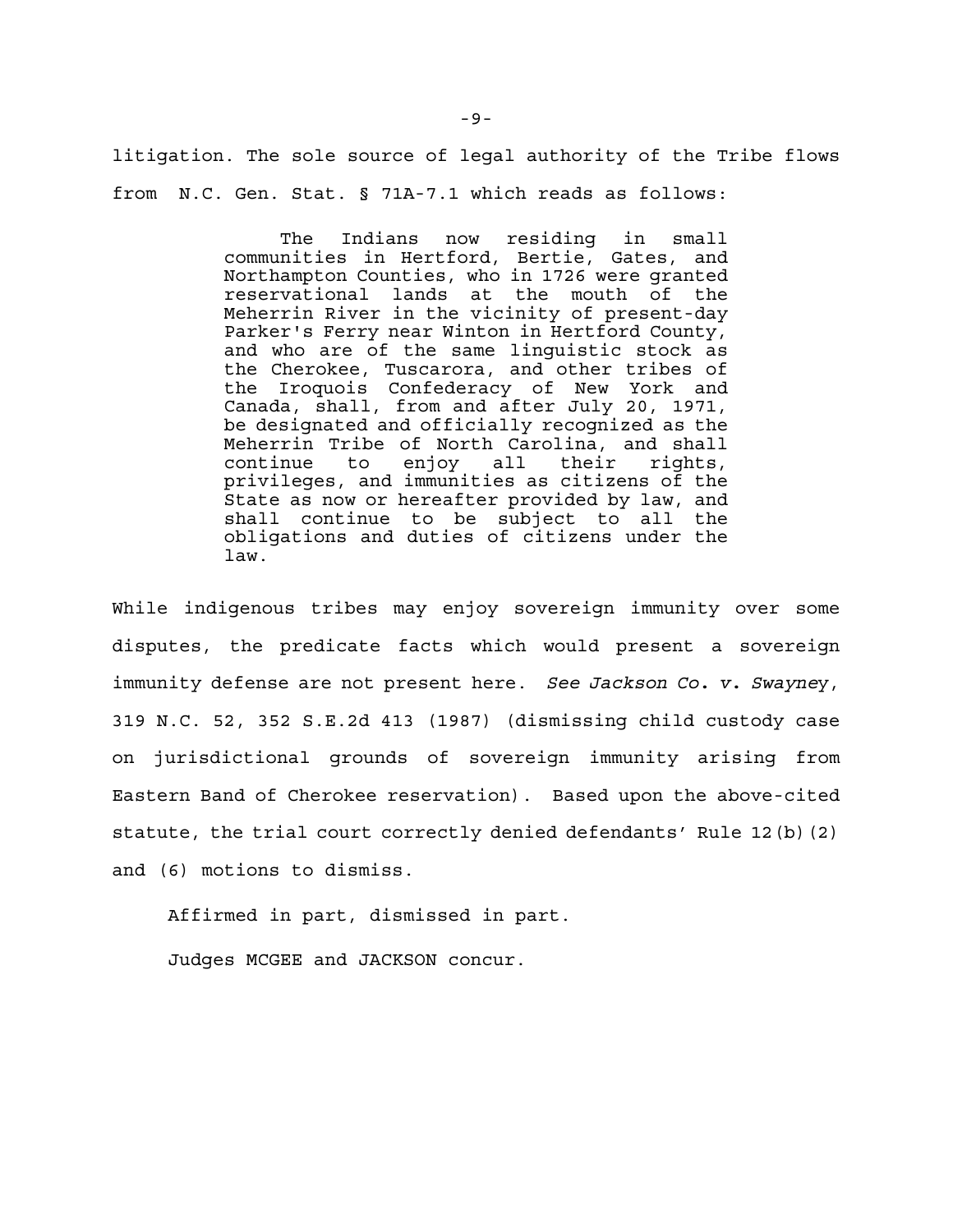litigation. The sole source of legal authority of the Tribe flows from N.C. Gen. Stat. § 71A-7.1 which reads as follows:

> The Indians now residing in small communities in Hertford, Bertie, Gates, and Northampton Counties, who in 1726 were granted reservational lands at the mouth of the Meherrin River in the vicinity of present-day Parker's Ferry near Winton in Hertford County, and who are of the same linguistic stock as the Cherokee, Tuscarora, and other tribes of the Iroquois Confederacy of New York and Canada, shall, from and after July 20, 1971, be designated and officially recognized as the Meherrin Tribe of North Carolina, and shall continue to enjoy all their rights, privileges, and immunities as citizens of the State as now or hereafter provided by law, and shall continue to be subject to all the obligations and duties of citizens under the law.

While indigenous tribes may enjoy sovereign immunity over some disputes, the predicate facts which would present a sovereign immunity defense are not present here. *See Jackson Co. v. Swayney*, 319 N.C. 52, 352 S.E.2d 413 (1987) (dismissing child custody case on jurisdictional grounds of sovereign immunity arising from Eastern Band of Cherokee reservation). Based upon the above-cited statute, the trial court correctly denied defendants' Rule 12(b)(2) and (6) motions to dismiss.

Affirmed in part, dismissed in part.

Judges MCGEE and JACKSON concur.